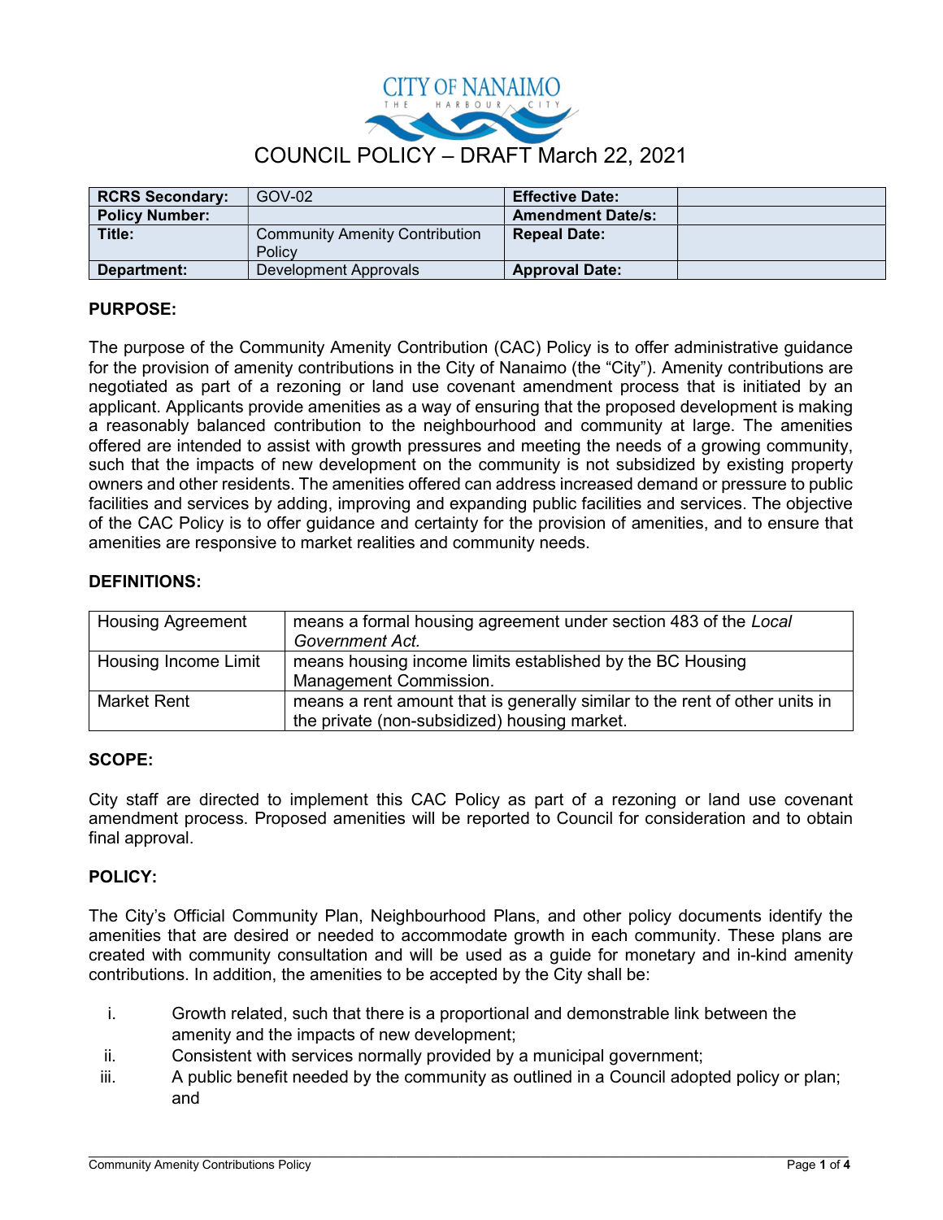CITY OF NANAIMO
THE HARBOUR CITY

# COUNCIL POLICY – DRAFT March 22, 2021

| **RCRS Secondary:** | GOV-02 | **Effective Date:** | |
|---|---|---|---|
| **Policy Number:** | | **Amendment Date/s:** | |
| **Title:** | Community Amenity Contribution Policy | **Repeal Date:** | |
| **Department:** | Development Approvals | **Approval Date:** | |

## PURPOSE:

The purpose of the Community Amenity Contribution (CAC) Policy is to offer administrative guidance for the provision of amenity contributions in the City of Nanaimo (the "City"). Amenity contributions are negotiated as part of a rezoning or land use covenant amendment process that is initiated by an applicant. Applicants provide amenities as a way of ensuring that the proposed development is making a reasonably balanced contribution to the neighbourhood and community at large. The amenities offered are intended to assist with growth pressures and meeting the needs of a growing community, such that the impacts of new development on the community is not subsidized by existing property owners and other residents. The amenities offered can address increased demand or pressure to public facilities and services by adding, improving and expanding public facilities and services. The objective of the CAC Policy is to offer guidance and certainty for the provision of amenities, and to ensure that amenities are responsive to market realities and community needs.

## DEFINITIONS:

| Term | Definition |
|---|---|
| Housing Agreement | means a formal housing agreement under section 483 of the *Local Government Act.* |
| Housing Income Limit | means housing income limits established by the BC Housing Management Commission. |
| Market Rent | means a rent amount that is generally similar to the rent of other units in the private (non-subsidized) housing market. |

## SCOPE:

City staff are directed to implement this CAC Policy as part of a rezoning or land use covenant amendment process. Proposed amenities will be reported to Council for consideration and to obtain final approval.

## POLICY:

The City's Official Community Plan, Neighbourhood Plans, and other policy documents identify the amenities that are desired or needed to accommodate growth in each community. These plans are created with community consultation and will be used as a guide for monetary and in-kind amenity contributions. In addition, the amenities to be accepted by the City shall be:

i. Growth related, such that there is a proportional and demonstrable link between the amenity and the impacts of new development;
ii. Consistent with services normally provided by a municipal government;
iii. A public benefit needed by the community as outlined in a Council adopted policy or plan; and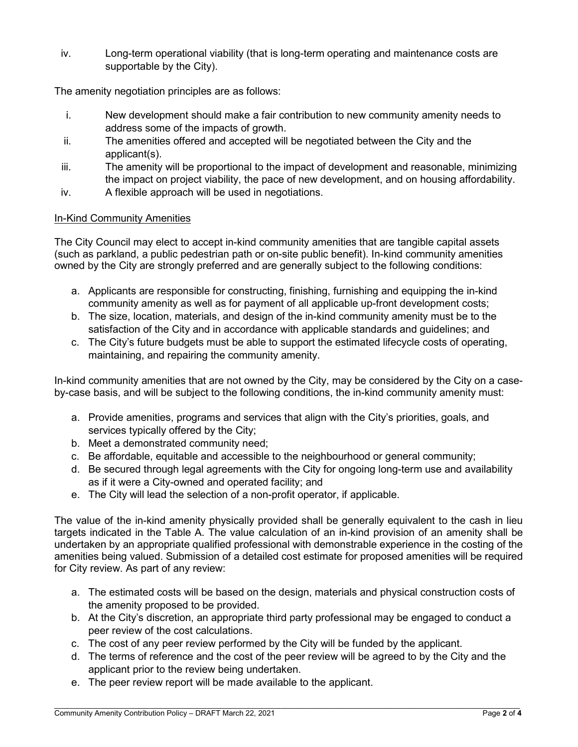iv. Long-term operational viability (that is long-term operating and maintenance costs are supportable by the City).

The amenity negotiation principles are as follows:

i. New development should make a fair contribution to new community amenity needs to address some of the impacts of growth.
ii. The amenities offered and accepted will be negotiated between the City and the applicant(s).
iii. The amenity will be proportional to the impact of development and reasonable, minimizing the impact on project viability, the pace of new development, and on housing affordability.
iv. A flexible approach will be used in negotiations.

<u>In-Kind Community Amenities</u>

The City Council may elect to accept in-kind community amenities that are tangible capital assets (such as parkland, a public pedestrian path or on-site public benefit). In-kind community amenities owned by the City are strongly preferred and are generally subject to the following conditions:

a. Applicants are responsible for constructing, finishing, furnishing and equipping the in-kind community amenity as well as for payment of all applicable up-front development costs;
b. The size, location, materials, and design of the in-kind community amenity must be to the satisfaction of the City and in accordance with applicable standards and guidelines; and
c. The City's future budgets must be able to support the estimated lifecycle costs of operating, maintaining, and repairing the community amenity.

In-kind community amenities that are not owned by the City, may be considered by the City on a case-by-case basis, and will be subject to the following conditions, the in-kind community amenity must:

a. Provide amenities, programs and services that align with the City's priorities, goals, and services typically offered by the City;
b. Meet a demonstrated community need;
c. Be affordable, equitable and accessible to the neighbourhood or general community;
d. Be secured through legal agreements with the City for ongoing long-term use and availability as if it were a City-owned and operated facility; and
e. The City will lead the selection of a non-profit operator, if applicable.

The value of the in-kind amenity physically provided shall be generally equivalent to the cash in lieu targets indicated in the Table A. The value calculation of an in-kind provision of an amenity shall be undertaken by an appropriate qualified professional with demonstrable experience in the costing of the amenities being valued. Submission of a detailed cost estimate for proposed amenities will be required for City review. As part of any review:

a. The estimated costs will be based on the design, materials and physical construction costs of the amenity proposed to be provided.
b. At the City's discretion, an appropriate third party professional may be engaged to conduct a peer review of the cost calculations.
c. The cost of any peer review performed by the City will be funded by the applicant.
d. The terms of reference and the cost of the peer review will be agreed to by the City and the applicant prior to the review being undertaken.
e. The peer review report will be made available to the applicant.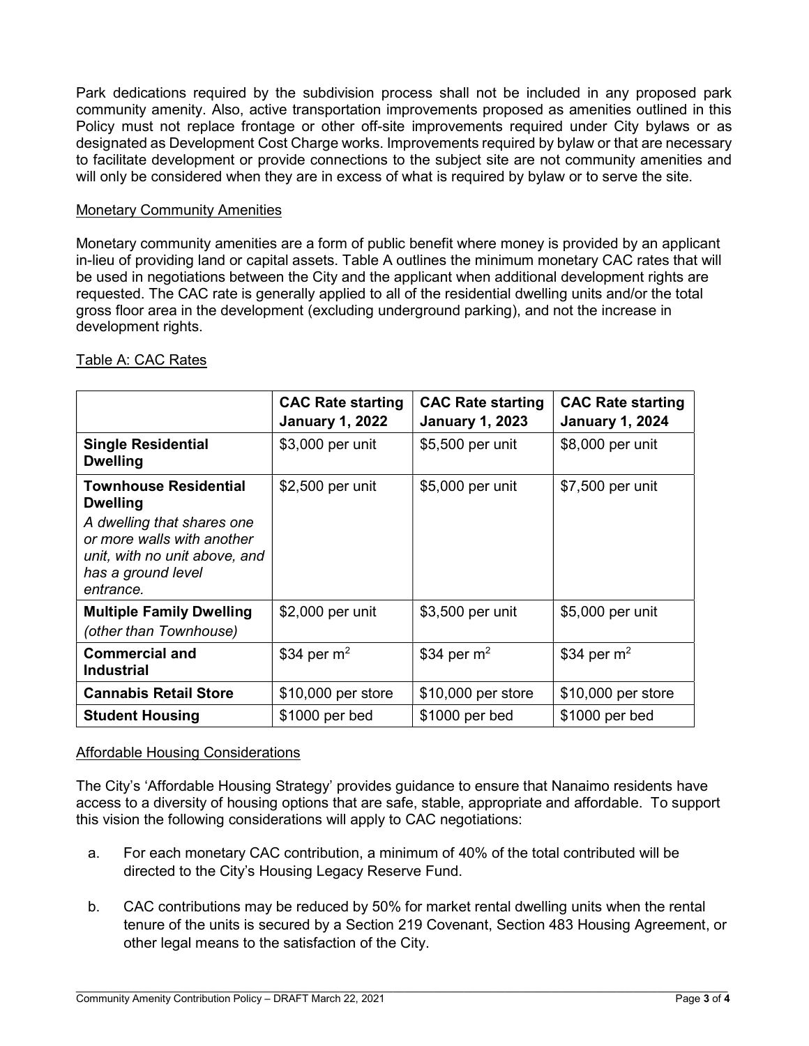Park dedications required by the subdivision process shall not be included in any proposed park community amenity. Also, active transportation improvements proposed as amenities outlined in this Policy must not replace frontage or other off-site improvements required under City bylaws or as designated as Development Cost Charge works. Improvements required by bylaw or that are necessary to facilitate development or provide connections to the subject site are not community amenities and will only be considered when they are in excess of what is required by bylaw or to serve the site.

## Monetary Community Amenities

Monetary community amenities are a form of public benefit where money is provided by an applicant in-lieu of providing land or capital assets. Table A outlines the minimum monetary CAC rates that will be used in negotiations between the City and the applicant when additional development rights are requested. The CAC rate is generally applied to all of the residential dwelling units and/or the total gross floor area in the development (excluding underground parking), and not the increase in development rights.

Table A: CAC Rates

| | **CAC Rate starting January 1, 2022** | **CAC Rate starting January 1, 2023** | **CAC Rate starting January 1, 2024** |
|---|---|---|---|
| **Single Residential Dwelling** | \$3,000 per unit | \$5,500 per unit | \$8,000 per unit |
| **Townhouse Residential Dwelling** *A dwelling that shares one or more walls with another unit, with no unit above, and has a ground level entrance.* | \$2,500 per unit | \$5,000 per unit | \$7,500 per unit |
| **Multiple Family Dwelling** *(other than Townhouse)* | \$2,000 per unit | \$3,500 per unit | \$5,000 per unit |
| **Commercial and Industrial** | \$34 per m$^2$ | \$34 per m$^2$ | \$34 per m$^2$ |
| **Cannabis Retail Store** | \$10,000 per store | \$10,000 per store | \$10,000 per store |
| **Student Housing** | \$1000 per bed | \$1000 per bed | \$1000 per bed |

## Affordable Housing Considerations

The City's 'Affordable Housing Strategy' provides guidance to ensure that Nanaimo residents have access to a diversity of housing options that are safe, stable, appropriate and affordable. To support this vision the following considerations will apply to CAC negotiations:

a. For each monetary CAC contribution, a minimum of 40% of the total contributed will be directed to the City's Housing Legacy Reserve Fund.

b. CAC contributions may be reduced by 50% for market rental dwelling units when the rental tenure of the units is secured by a Section 219 Covenant, Section 483 Housing Agreement, or other legal means to the satisfaction of the City.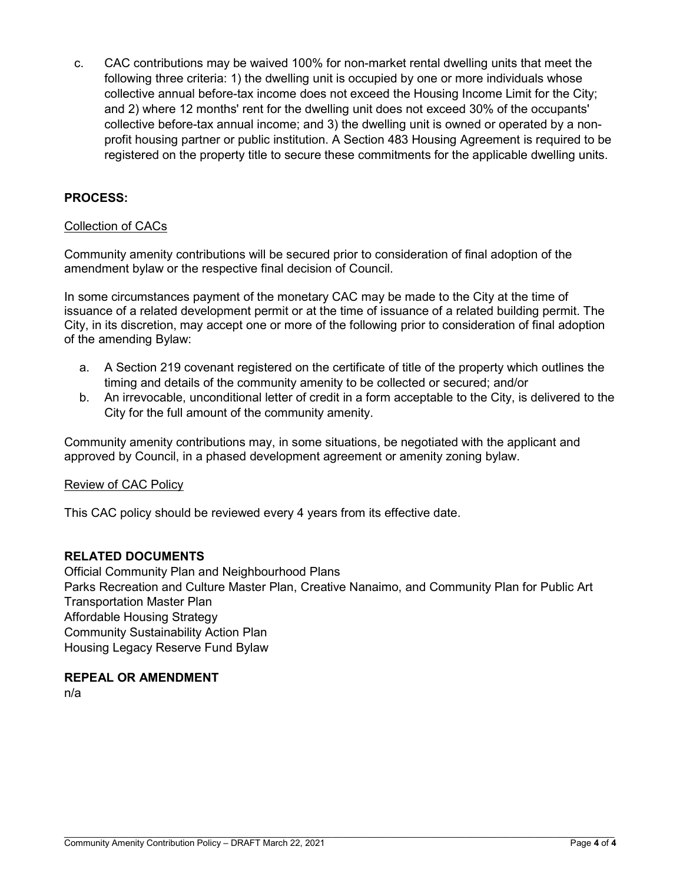c. CAC contributions may be waived 100% for non-market rental dwelling units that meet the following three criteria: 1) the dwelling unit is occupied by one or more individuals whose collective annual before-tax income does not exceed the Housing Income Limit for the City; and 2) where 12 months' rent for the dwelling unit does not exceed 30% of the occupants' collective before-tax annual income; and 3) the dwelling unit is owned or operated by a non-profit housing partner or public institution. A Section 483 Housing Agreement is required to be registered on the property title to secure these commitments for the applicable dwelling units.

## PROCESS:

### Collection of CACs

Community amenity contributions will be secured prior to consideration of final adoption of the amendment bylaw or the respective final decision of Council.

In some circumstances payment of the monetary CAC may be made to the City at the time of issuance of a related development permit or at the time of issuance of a related building permit. The City, in its discretion, may accept one or more of the following prior to consideration of final adoption of the amending Bylaw:

a. A Section 219 covenant registered on the certificate of title of the property which outlines the timing and details of the community amenity to be collected or secured; and/or
b. An irrevocable, unconditional letter of credit in a form acceptable to the City, is delivered to the City for the full amount of the community amenity.

Community amenity contributions may, in some situations, be negotiated with the applicant and approved by Council, in a phased development agreement or amenity zoning bylaw.

### Review of CAC Policy

This CAC policy should be reviewed every 4 years from its effective date.

## RELATED DOCUMENTS

Official Community Plan and Neighbourhood Plans
Parks Recreation and Culture Master Plan, Creative Nanaimo, and Community Plan for Public Art
Transportation Master Plan
Affordable Housing Strategy
Community Sustainability Action Plan
Housing Legacy Reserve Fund Bylaw

## REPEAL OR AMENDMENT

n/a